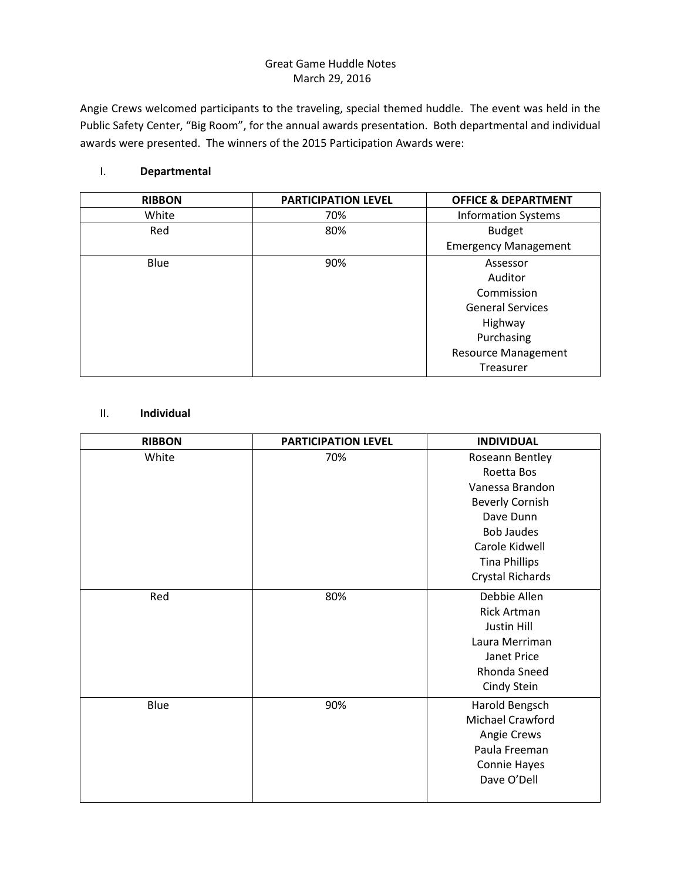# Great Game Huddle Notes
March 29, 2016

Angie Crews welcomed participants to the traveling, special themed huddle. The event was held in the Public Safety Center, "Big Room", for the annual awards presentation. Both departmental and individual awards were presented. The winners of the 2015 Participation Awards were:

## I. Departmental

| RIBBON | PARTICIPATION LEVEL | OFFICE & DEPARTMENT |
|---|---|---|
| White | 70% | Information Systems |
| Red | 80% | Budget<br>Emergency Management |
| Blue | 90% | Assessor<br>Auditor<br>Commission<br>General Services<br>Highway<br>Purchasing<br>Resource Management<br>Treasurer |

## II. Individual

| RIBBON | PARTICIPATION LEVEL | INDIVIDUAL |
|---|---|---|
| White | 70% | Roseann Bentley<br>Roetta Bos<br>Vanessa Brandon<br>Beverly Cornish<br>Dave Dunn<br>Bob Jaudes<br>Carole Kidwell<br>Tina Phillips<br>Crystal Richards |
| Red | 80% | Debbie Allen<br>Rick Artman<br>Justin Hill<br>Laura Merriman<br>Janet Price<br>Rhonda Sneed<br>Cindy Stein |
| Blue | 90% | Harold Bengsch<br>Michael Crawford<br>Angie Crews<br>Paula Freeman<br>Connie Hayes<br>Dave O'Dell |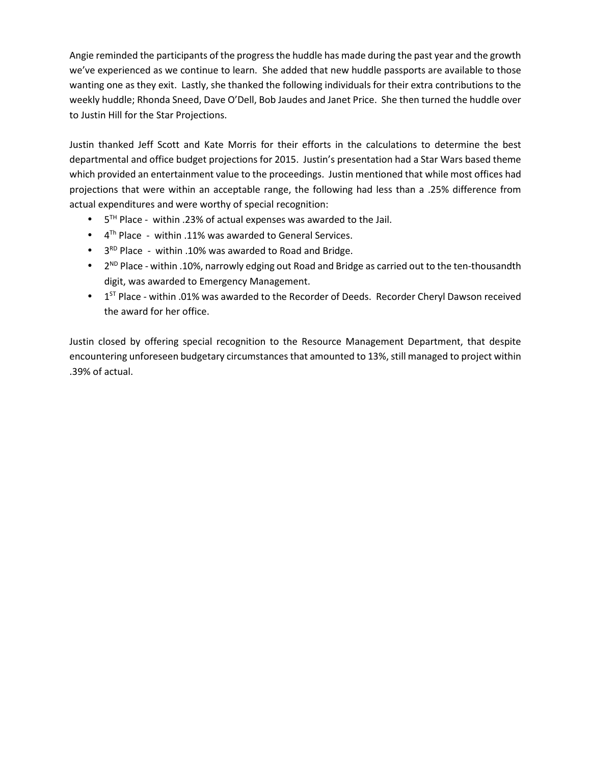Angie reminded the participants of the progress the huddle has made during the past year and the growth we've experienced as we continue to learn. She added that new huddle passports are available to those wanting one as they exit. Lastly, she thanked the following individuals for their extra contributions to the weekly huddle; Rhonda Sneed, Dave O'Dell, Bob Jaudes and Janet Price. She then turned the huddle over to Justin Hill for the Star Projections.

Justin thanked Jeff Scott and Kate Morris for their efforts in the calculations to determine the best departmental and office budget projections for 2015. Justin's presentation had a Star Wars based theme which provided an entertainment value to the proceedings. Justin mentioned that while most offices had projections that were within an acceptable range, the following had less than a .25% difference from actual expenditures and were worthy of special recognition:

- 5TH Place - within .23% of actual expenses was awarded to the Jail.
- 4Th Place - within .11% was awarded to General Services.
- 3RD Place - within .10% was awarded to Road and Bridge.
- 2ND Place - within .10%, narrowly edging out Road and Bridge as carried out to the ten-thousandth digit, was awarded to Emergency Management.
- 1ST Place - within .01% was awarded to the Recorder of Deeds. Recorder Cheryl Dawson received the award for her office.

Justin closed by offering special recognition to the Resource Management Department, that despite encountering unforeseen budgetary circumstances that amounted to 13%, still managed to project within .39% of actual.